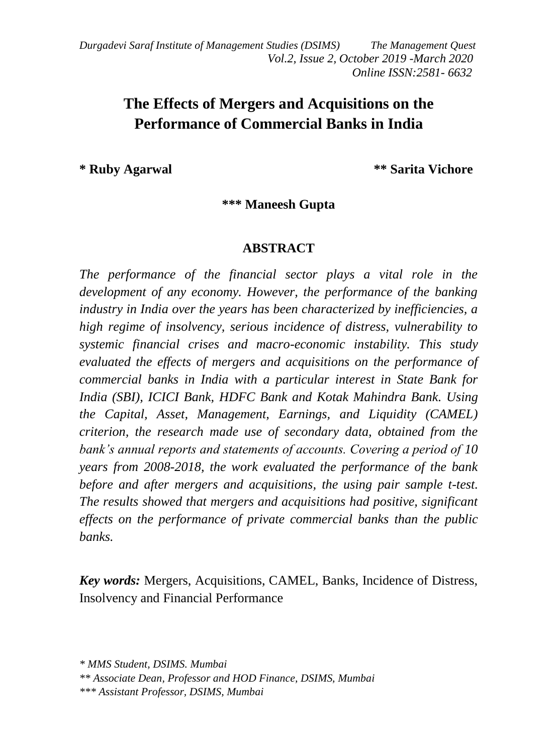# The Effects of Mergers and Acquisitions on the Performance of Commercial Banks in India

**\* Ruby Agarwal** **\*\* Sarita Vichore**

**\*\*\* Maneesh Gupta**

## ABSTRACT

*The performance of the financial sector plays a vital role in the development of any economy. However, the performance of the banking industry in India over the years has been characterized by inefficiencies, a high regime of insolvency, serious incidence of distress, vulnerability to systemic financial crises and macro-economic instability. This study evaluated the effects of mergers and acquisitions on the performance of commercial banks in India with a particular interest in State Bank for India (SBI), ICICI Bank, HDFC Bank and Kotak Mahindra Bank. Using the Capital, Asset, Management, Earnings, and Liquidity (CAMEL) criterion, the research made use of secondary data, obtained from the bank's annual reports and statements of accounts. Covering a period of 10 years from 2008-2018, the work evaluated the performance of the bank before and after mergers and acquisitions, the using pair sample t-test. The results showed that mergers and acquisitions had positive, significant effects on the performance of private commercial banks than the public banks.*

***Key words:*** Mergers, Acquisitions, CAMEL, Banks, Incidence of Distress, Insolvency and Financial Performance

*\* MMS Student, DSIMS. Mumbai*

*\*\* Associate Dean, Professor and HOD Finance, DSIMS, Mumbai*

*\*\*\* Assistant Professor, DSIMS, Mumbai*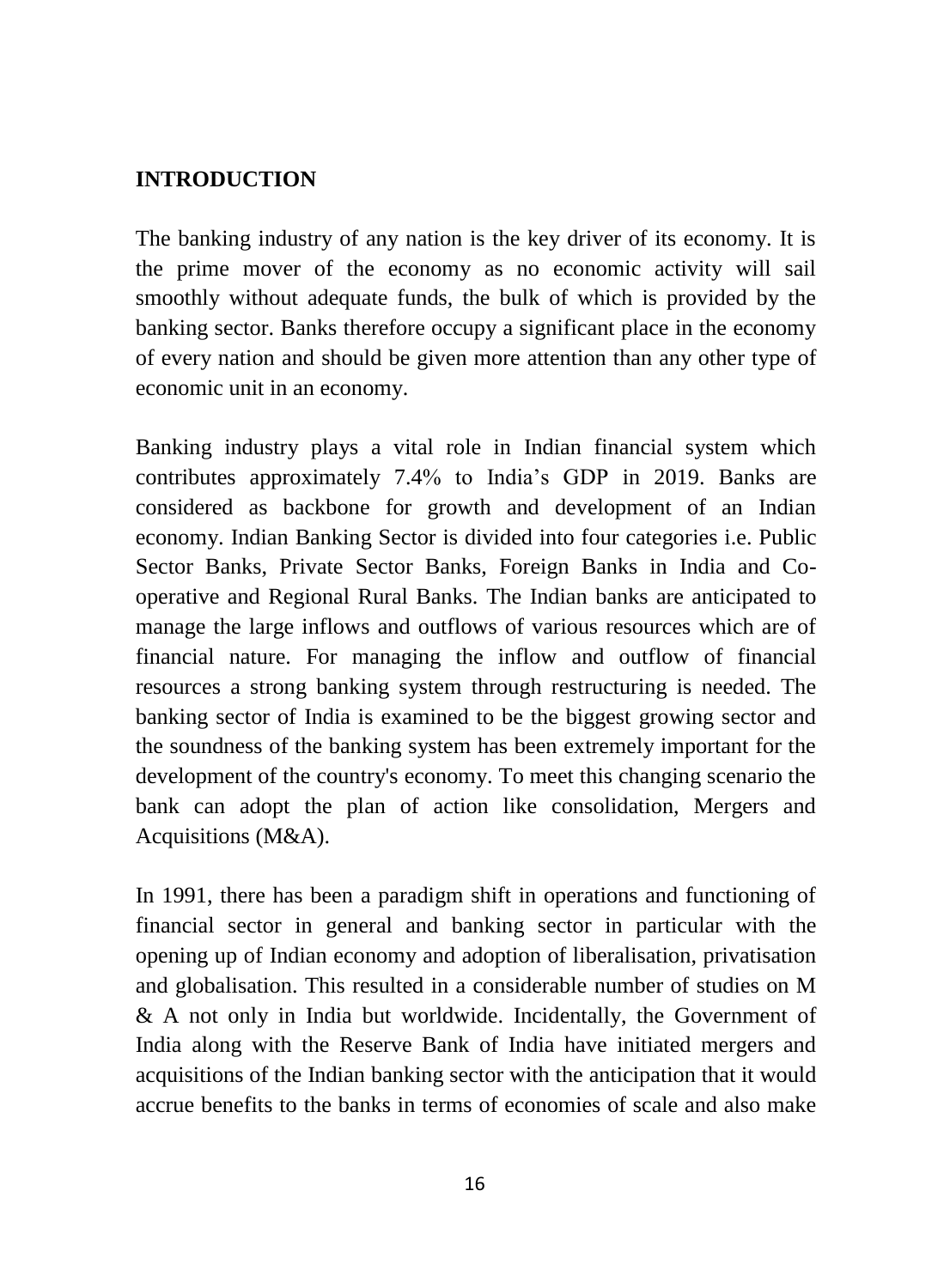## INTRODUCTION

The banking industry of any nation is the key driver of its economy. It is the prime mover of the economy as no economic activity will sail smoothly without adequate funds, the bulk of which is provided by the banking sector. Banks therefore occupy a significant place in the economy of every nation and should be given more attention than any other type of economic unit in an economy.

Banking industry plays a vital role in Indian financial system which contributes approximately 7.4% to India's GDP in 2019. Banks are considered as backbone for growth and development of an Indian economy. Indian Banking Sector is divided into four categories i.e. Public Sector Banks, Private Sector Banks, Foreign Banks in India and Co-operative and Regional Rural Banks. The Indian banks are anticipated to manage the large inflows and outflows of various resources which are of financial nature. For managing the inflow and outflow of financial resources a strong banking system through restructuring is needed. The banking sector of India is examined to be the biggest growing sector and the soundness of the banking system has been extremely important for the development of the country's economy. To meet this changing scenario the bank can adopt the plan of action like consolidation, Mergers and Acquisitions (M&A).

In 1991, there has been a paradigm shift in operations and functioning of financial sector in general and banking sector in particular with the opening up of Indian economy and adoption of liberalisation, privatisation and globalisation. This resulted in a considerable number of studies on M & A not only in India but worldwide. Incidentally, the Government of India along with the Reserve Bank of India have initiated mergers and acquisitions of the Indian banking sector with the anticipation that it would accrue benefits to the banks in terms of economies of scale and also make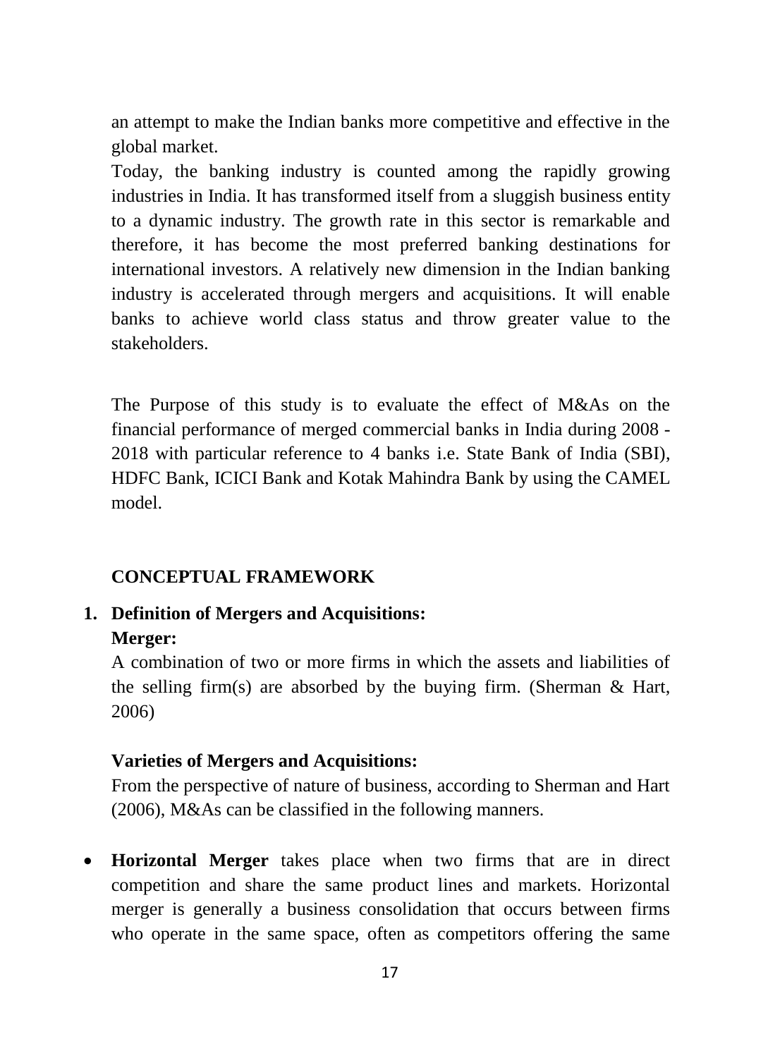an attempt to make the Indian banks more competitive and effective in the global market.

Today, the banking industry is counted among the rapidly growing industries in India. It has transformed itself from a sluggish business entity to a dynamic industry. The growth rate in this sector is remarkable and therefore, it has become the most preferred banking destinations for international investors. A relatively new dimension in the Indian banking industry is accelerated through mergers and acquisitions. It will enable banks to achieve world class status and throw greater value to the stakeholders.

The Purpose of this study is to evaluate the effect of M&As on the financial performance of merged commercial banks in India during 2008 - 2018 with particular reference to 4 banks i.e. State Bank of India (SBI), HDFC Bank, ICICI Bank and Kotak Mahindra Bank by using the CAMEL model.

## CONCEPTUAL FRAMEWORK

### 1. Definition of Mergers and Acquisitions:

**Merger:**

A combination of two or more firms in which the assets and liabilities of the selling firm(s) are absorbed by the buying firm. (Sherman & Hart, 2006)

**Varieties of Mergers and Acquisitions:**

From the perspective of nature of business, according to Sherman and Hart (2006), M&As can be classified in the following manners.

- **Horizontal Merger** takes place when two firms that are in direct competition and share the same product lines and markets. Horizontal merger is generally a business consolidation that occurs between firms who operate in the same space, often as competitors offering the same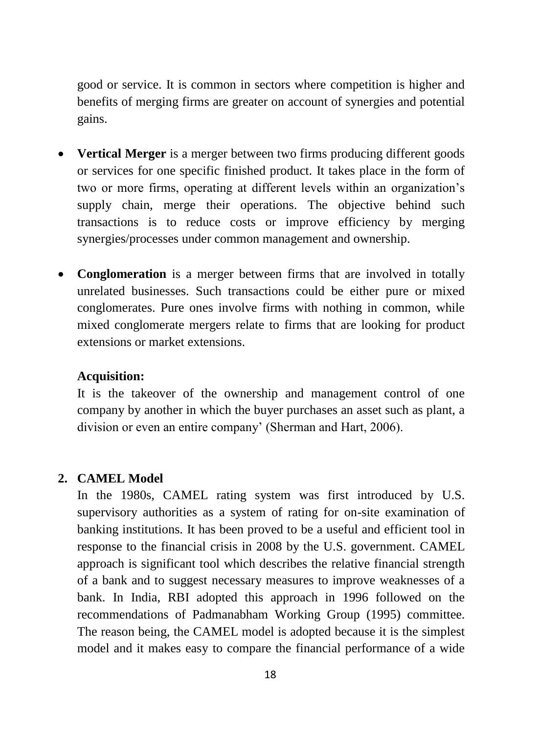good or service. It is common in sectors where competition is higher and benefits of merging firms are greater on account of synergies and potential gains.

- **Vertical Merger** is a merger between two firms producing different goods or services for one specific finished product. It takes place in the form of two or more firms, operating at different levels within an organization's supply chain, merge their operations. The objective behind such transactions is to reduce costs or improve efficiency by merging synergies/processes under common management and ownership.

- **Conglomeration** is a merger between firms that are involved in totally unrelated businesses. Such transactions could be either pure or mixed conglomerates. Pure ones involve firms with nothing in common, while mixed conglomerate mergers relate to firms that are looking for product extensions or market extensions.

**Acquisition:**

It is the takeover of the ownership and management control of one company by another in which the buyer purchases an asset such as plant, a division or even an entire company' (Sherman and Hart, 2006).

## 2. CAMEL Model

In the 1980s, CAMEL rating system was first introduced by U.S. supervisory authorities as a system of rating for on-site examination of banking institutions. It has been proved to be a useful and efficient tool in response to the financial crisis in 2008 by the U.S. government. CAMEL approach is significant tool which describes the relative financial strength of a bank and to suggest necessary measures to improve weaknesses of a bank. In India, RBI adopted this approach in 1996 followed on the recommendations of Padmanabham Working Group (1995) committee. The reason being, the CAMEL model is adopted because it is the simplest model and it makes easy to compare the financial performance of a wide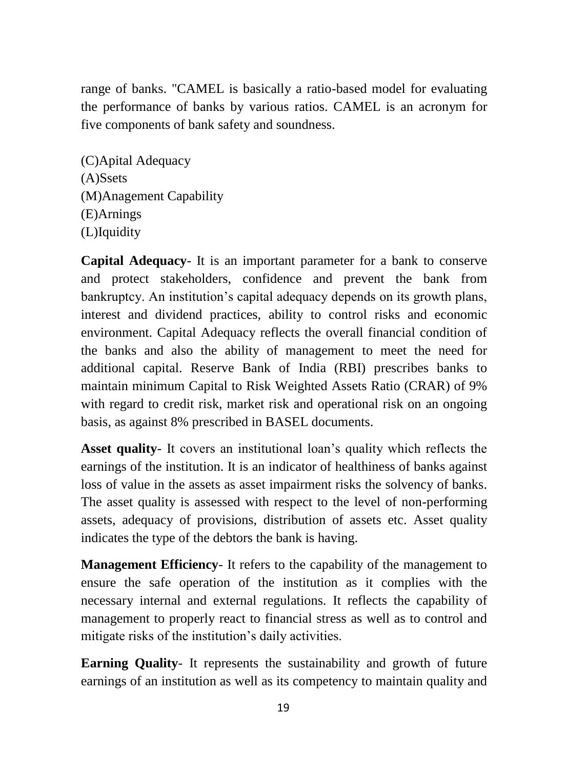range of banks. "CAMEL is basically a ratio-based model for evaluating the performance of banks by various ratios. CAMEL is an acronym for five components of bank safety and soundness.

(C)Apital Adequacy
(A)Ssets
(M)Anagement Capability
(E)Arnings
(L)Iquidity

**Capital Adequacy**- It is an important parameter for a bank to conserve and protect stakeholders, confidence and prevent the bank from bankruptcy. An institution's capital adequacy depends on its growth plans, interest and dividend practices, ability to control risks and economic environment. Capital Adequacy reflects the overall financial condition of the banks and also the ability of management to meet the need for additional capital. Reserve Bank of India (RBI) prescribes banks to maintain minimum Capital to Risk Weighted Assets Ratio (CRAR) of 9% with regard to credit risk, market risk and operational risk on an ongoing basis, as against 8% prescribed in BASEL documents.

**Asset quality**- It covers an institutional loan's quality which reflects the earnings of the institution. It is an indicator of healthiness of banks against loss of value in the assets as asset impairment risks the solvency of banks. The asset quality is assessed with respect to the level of non-performing assets, adequacy of provisions, distribution of assets etc. Asset quality indicates the type of the debtors the bank is having.

**Management Efficiency**- It refers to the capability of the management to ensure the safe operation of the institution as it complies with the necessary internal and external regulations. It reflects the capability of management to properly react to financial stress as well as to control and mitigate risks of the institution's daily activities.

**Earning Quality**- It represents the sustainability and growth of future earnings of an institution as well as its competency to maintain quality and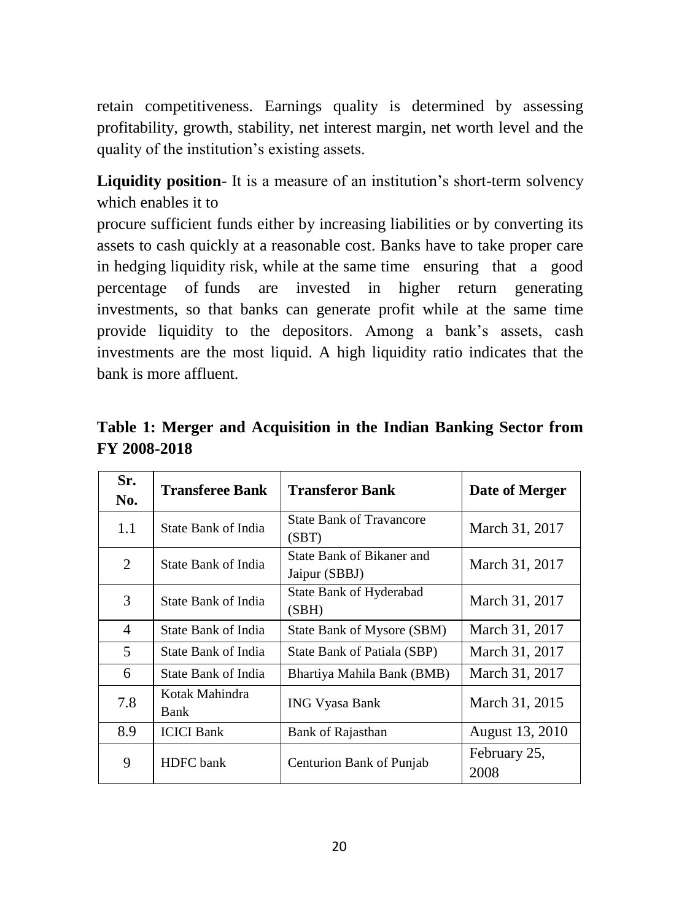retain competitiveness. Earnings quality is determined by assessing profitability, growth, stability, net interest margin, net worth level and the quality of the institution's existing assets.

**Liquidity position**- It is a measure of an institution's short-term solvency which enables it to

procure sufficient funds either by increasing liabilities or by converting its assets to cash quickly at a reasonable cost. Banks have to take proper care in hedging liquidity risk, while at the same time ensuring that a good percentage of funds are invested in higher return generating investments, so that banks can generate profit while at the same time provide liquidity to the depositors. Among a bank's assets, cash investments are the most liquid. A high liquidity ratio indicates that the bank is more affluent.

**Table 1: Merger and Acquisition in the Indian Banking Sector from FY 2008-2018**

| Sr. No. | Transferee Bank | Transferor Bank | Date of Merger |
|---|---|---|---|
| 1.1 | State Bank of India | State Bank of Travancore (SBT) | March 31, 2017 |
| 2 | State Bank of India | State Bank of Bikaner and Jaipur (SBBJ) | March 31, 2017 |
| 3 | State Bank of India | State Bank of Hyderabad (SBH) | March 31, 2017 |
| 4 | State Bank of India | State Bank of Mysore (SBM) | March 31, 2017 |
| 5 | State Bank of India | State Bank of Patiala (SBP) | March 31, 2017 |
| 6 | State Bank of India | Bhartiya Mahila Bank (BMB) | March 31, 2017 |
| 7.8 | Kotak Mahindra Bank | ING Vyasa Bank | March 31, 2015 |
| 8.9 | ICICI Bank | Bank of Rajasthan | August 13, 2010 |
| 9 | HDFC bank | Centurion Bank of Punjab | February 25, 2008 |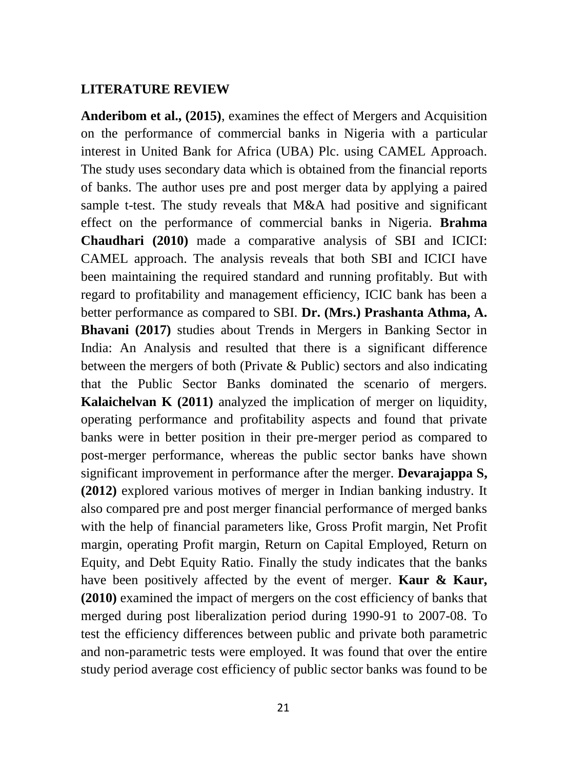## LITERATURE REVIEW

**Anderibom et al., (2015)**, examines the effect of Mergers and Acquisition on the performance of commercial banks in Nigeria with a particular interest in United Bank for Africa (UBA) Plc. using CAMEL Approach. The study uses secondary data which is obtained from the financial reports of banks. The author uses pre and post merger data by applying a paired sample t-test. The study reveals that M&A had positive and significant effect on the performance of commercial banks in Nigeria. **Brahma Chaudhari (2010)** made a comparative analysis of SBI and ICICI: CAMEL approach. The analysis reveals that both SBI and ICICI have been maintaining the required standard and running profitably. But with regard to profitability and management efficiency, ICIC bank has been a better performance as compared to SBI. **Dr. (Mrs.) Prashanta Athma, A. Bhavani (2017)** studies about Trends in Mergers in Banking Sector in India: An Analysis and resulted that there is a significant difference between the mergers of both (Private & Public) sectors and also indicating that the Public Sector Banks dominated the scenario of mergers. **Kalaichelvan K (2011)** analyzed the implication of merger on liquidity, operating performance and profitability aspects and found that private banks were in better position in their pre-merger period as compared to post-merger performance, whereas the public sector banks have shown significant improvement in performance after the merger. **Devarajappa S, (2012)** explored various motives of merger in Indian banking industry. It also compared pre and post merger financial performance of merged banks with the help of financial parameters like, Gross Profit margin, Net Profit margin, operating Profit margin, Return on Capital Employed, Return on Equity, and Debt Equity Ratio. Finally the study indicates that the banks have been positively affected by the event of merger. **Kaur & Kaur, (2010)** examined the impact of mergers on the cost efficiency of banks that merged during post liberalization period during 1990-91 to 2007-08. To test the efficiency differences between public and private both parametric and non-parametric tests were employed. It was found that over the entire study period average cost efficiency of public sector banks was found to be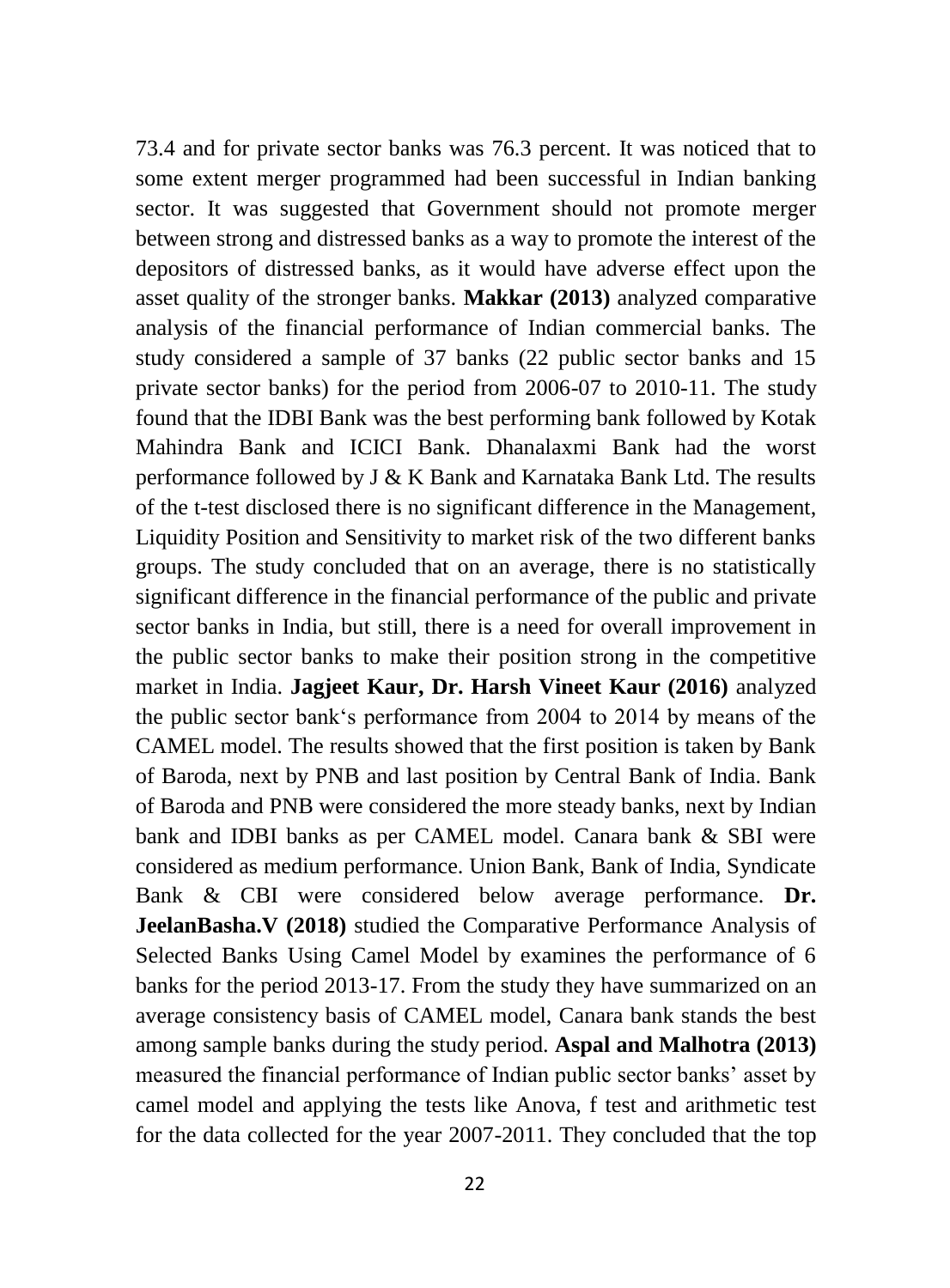73.4 and for private sector banks was 76.3 percent. It was noticed that to some extent merger programmed had been successful in Indian banking sector. It was suggested that Government should not promote merger between strong and distressed banks as a way to promote the interest of the depositors of distressed banks, as it would have adverse effect upon the asset quality of the stronger banks. **Makkar (2013)** analyzed comparative analysis of the financial performance of Indian commercial banks. The study considered a sample of 37 banks (22 public sector banks and 15 private sector banks) for the period from 2006-07 to 2010-11. The study found that the IDBI Bank was the best performing bank followed by Kotak Mahindra Bank and ICICI Bank. Dhanalaxmi Bank had the worst performance followed by J & K Bank and Karnataka Bank Ltd. The results of the t-test disclosed there is no significant difference in the Management, Liquidity Position and Sensitivity to market risk of the two different banks groups. The study concluded that on an average, there is no statistically significant difference in the financial performance of the public and private sector banks in India, but still, there is a need for overall improvement in the public sector banks to make their position strong in the competitive market in India. **Jagjeet Kaur, Dr. Harsh Vineet Kaur (2016)** analyzed the public sector bank‘s performance from 2004 to 2014 by means of the CAMEL model. The results showed that the first position is taken by Bank of Baroda, next by PNB and last position by Central Bank of India. Bank of Baroda and PNB were considered the more steady banks, next by Indian bank and IDBI banks as per CAMEL model. Canara bank & SBI were considered as medium performance. Union Bank, Bank of India, Syndicate Bank & CBI were considered below average performance. **Dr. JeelanBasha.V (2018)** studied the Comparative Performance Analysis of Selected Banks Using Camel Model by examines the performance of 6 banks for the period 2013-17. From the study they have summarized on an average consistency basis of CAMEL model, Canara bank stands the best among sample banks during the study period. **Aspal and Malhotra (2013)** measured the financial performance of Indian public sector banks' asset by camel model and applying the tests like Anova, f test and arithmetic test for the data collected for the year 2007-2011. They concluded that the top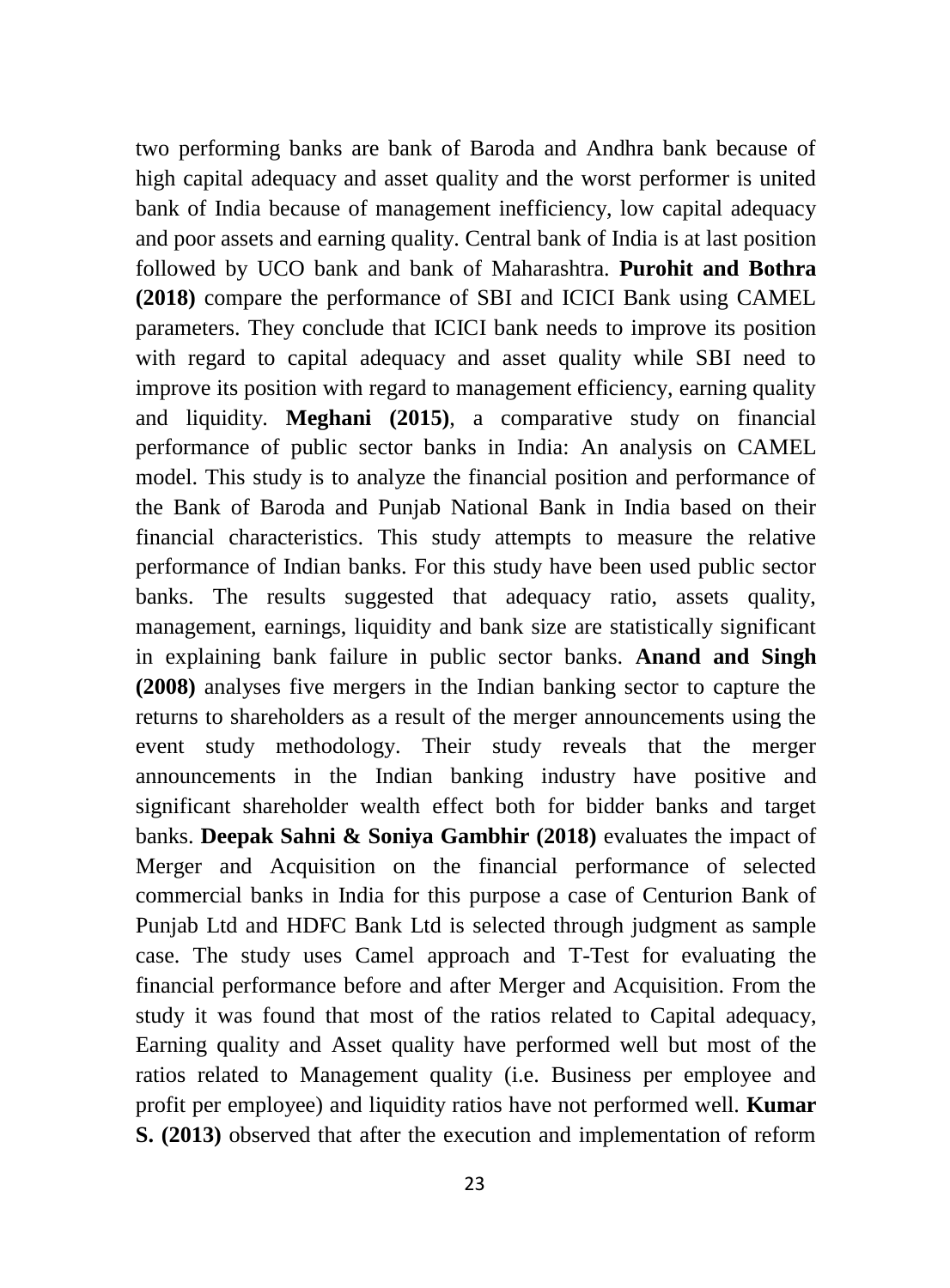two performing banks are bank of Baroda and Andhra bank because of high capital adequacy and asset quality and the worst performer is united bank of India because of management inefficiency, low capital adequacy and poor assets and earning quality. Central bank of India is at last position followed by UCO bank and bank of Maharashtra. **Purohit and Bothra (2018)** compare the performance of SBI and ICICI Bank using CAMEL parameters. They conclude that ICICI bank needs to improve its position with regard to capital adequacy and asset quality while SBI need to improve its position with regard to management efficiency, earning quality and liquidity. **Meghani (2015)**, a comparative study on financial performance of public sector banks in India: An analysis on CAMEL model. This study is to analyze the financial position and performance of the Bank of Baroda and Punjab National Bank in India based on their financial characteristics. This study attempts to measure the relative performance of Indian banks. For this study have been used public sector banks. The results suggested that adequacy ratio, assets quality, management, earnings, liquidity and bank size are statistically significant in explaining bank failure in public sector banks. **Anand and Singh (2008)** analyses five mergers in the Indian banking sector to capture the returns to shareholders as a result of the merger announcements using the event study methodology. Their study reveals that the merger announcements in the Indian banking industry have positive and significant shareholder wealth effect both for bidder banks and target banks. **Deepak Sahni & Soniya Gambhir (2018)** evaluates the impact of Merger and Acquisition on the financial performance of selected commercial banks in India for this purpose a case of Centurion Bank of Punjab Ltd and HDFC Bank Ltd is selected through judgment as sample case. The study uses Camel approach and T-Test for evaluating the financial performance before and after Merger and Acquisition. From the study it was found that most of the ratios related to Capital adequacy, Earning quality and Asset quality have performed well but most of the ratios related to Management quality (i.e. Business per employee and profit per employee) and liquidity ratios have not performed well. **Kumar S. (2013)** observed that after the execution and implementation of reform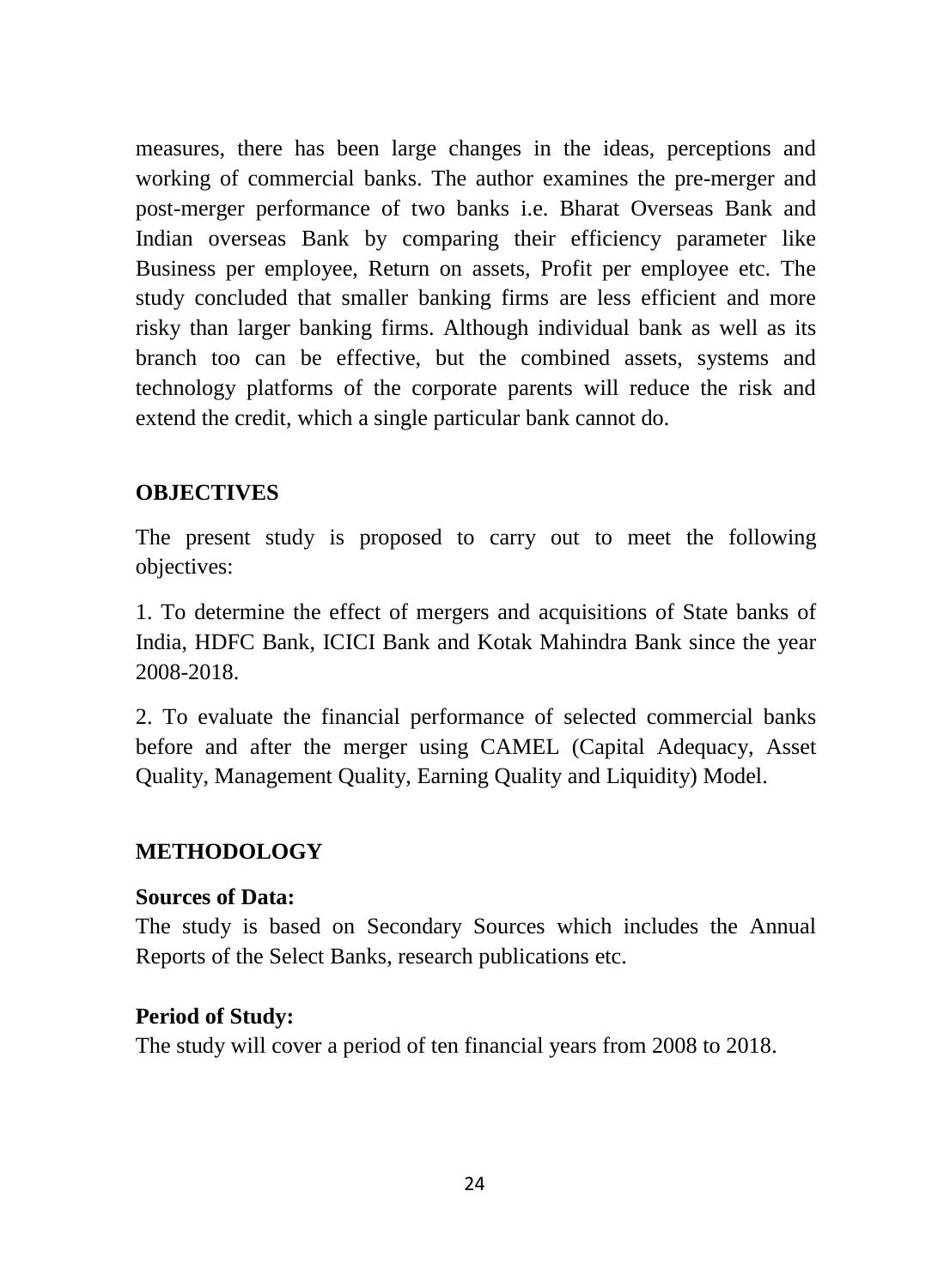measures, there has been large changes in the ideas, perceptions and working of commercial banks. The author examines the pre-merger and post-merger performance of two banks i.e. Bharat Overseas Bank and Indian overseas Bank by comparing their efficiency parameter like Business per employee, Return on assets, Profit per employee etc. The study concluded that smaller banking firms are less efficient and more risky than larger banking firms. Although individual bank as well as its branch too can be effective, but the combined assets, systems and technology platforms of the corporate parents will reduce the risk and extend the credit, which a single particular bank cannot do.

## OBJECTIVES

The present study is proposed to carry out to meet the following objectives:

1. To determine the effect of mergers and acquisitions of State banks of India, HDFC Bank, ICICI Bank and Kotak Mahindra Bank since the year 2008-2018.

2. To evaluate the financial performance of selected commercial banks before and after the merger using CAMEL (Capital Adequacy, Asset Quality, Management Quality, Earning Quality and Liquidity) Model.

## METHODOLOGY

**Sources of Data:**
The study is based on Secondary Sources which includes the Annual Reports of the Select Banks, research publications etc.

**Period of Study:**
The study will cover a period of ten financial years from 2008 to 2018.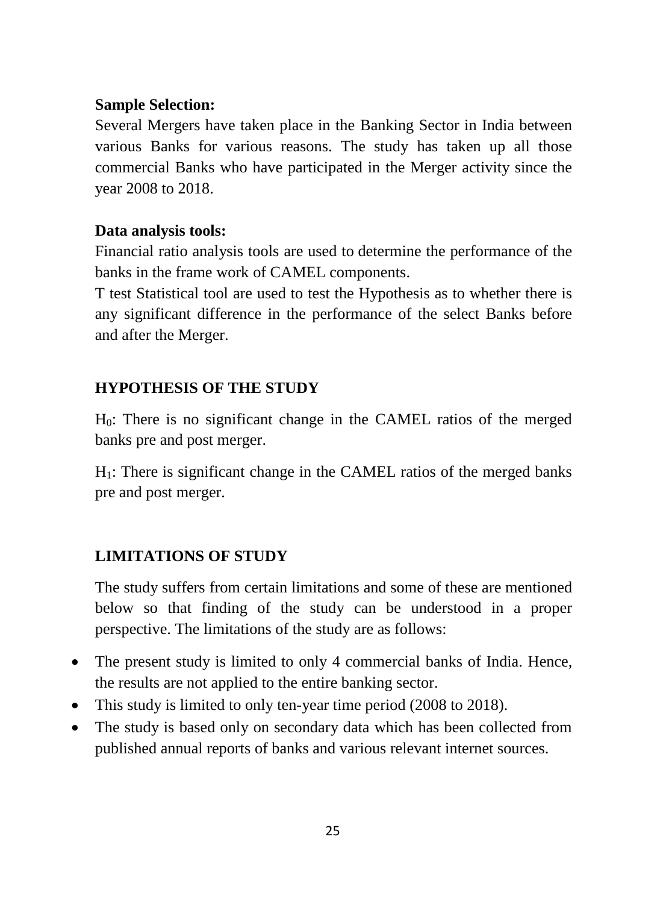**Sample Selection:**

Several Mergers have taken place in the Banking Sector in India between various Banks for various reasons. The study has taken up all those commercial Banks who have participated in the Merger activity since the year 2008 to 2018.

**Data analysis tools:**

Financial ratio analysis tools are used to determine the performance of the banks in the frame work of CAMEL components.

T test Statistical tool are used to test the Hypothesis as to whether there is any significant difference in the performance of the select Banks before and after the Merger.

## HYPOTHESIS OF THE STUDY

$H_0$: There is no significant change in the CAMEL ratios of the merged banks pre and post merger.

$H_1$: There is significant change in the CAMEL ratios of the merged banks pre and post merger.

## LIMITATIONS OF STUDY

The study suffers from certain limitations and some of these are mentioned below so that finding of the study can be understood in a proper perspective. The limitations of the study are as follows:

- The present study is limited to only 4 commercial banks of India. Hence, the results are not applied to the entire banking sector.
- This study is limited to only ten-year time period (2008 to 2018).
- The study is based only on secondary data which has been collected from published annual reports of banks and various relevant internet sources.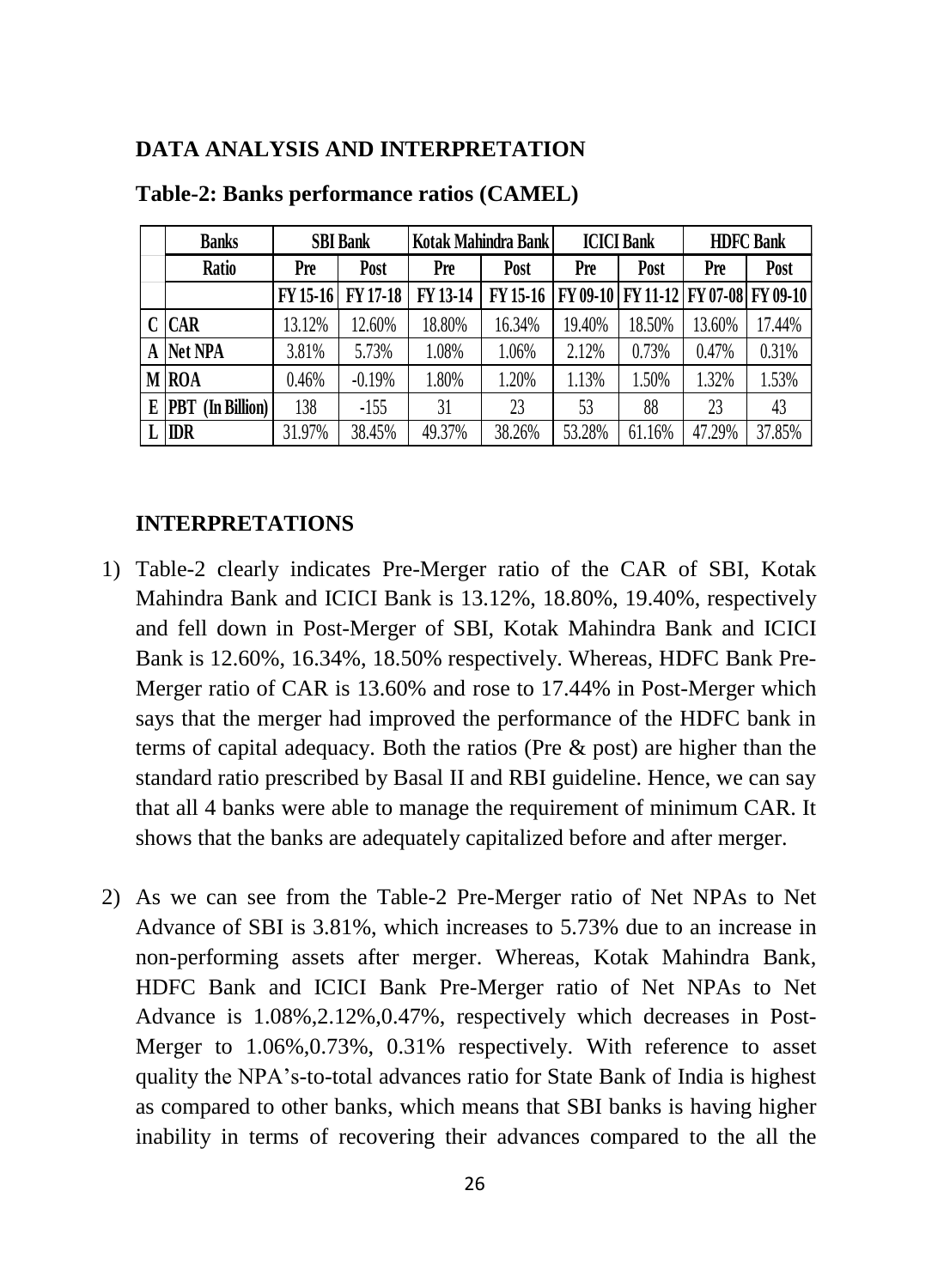## DATA ANALYSIS AND INTERPRETATION

**Table-2: Banks performance ratios (CAMEL)**

| | Banks | SBI Bank | | Kotak Mahindra Bank | | ICICI Bank | | HDFC Bank | |
|---|---|---|---|---|---|---|---|---|---|
| | Ratio | Pre | Post | Pre | Post | Pre | Post | Pre | Post |
| | | FY 15-16 | FY 17-18 | FY 13-14 | FY 15-16 | FY 09-10 | FY 11-12 | FY 07-08 | FY 09-10 |
| C | CAR | 13.12% | 12.60% | 18.80% | 16.34% | 19.40% | 18.50% | 13.60% | 17.44% |
| A | Net NPA | 3.81% | 5.73% | 1.08% | 1.06% | 2.12% | 0.73% | 0.47% | 0.31% |
| M | ROA | 0.46% | -0.19% | 1.80% | 1.20% | 1.13% | 1.50% | 1.32% | 1.53% |
| E | PBT (In Billion) | 138 | -155 | 31 | 23 | 53 | 88 | 23 | 43 |
| L | IDR | 31.97% | 38.45% | 49.37% | 38.26% | 53.28% | 61.16% | 47.29% | 37.85% |

### INTERPRETATIONS

1) Table-2 clearly indicates Pre-Merger ratio of the CAR of SBI, Kotak Mahindra Bank and ICICI Bank is 13.12%, 18.80%, 19.40%, respectively and fell down in Post-Merger of SBI, Kotak Mahindra Bank and ICICI Bank is 12.60%, 16.34%, 18.50% respectively. Whereas, HDFC Bank Pre-Merger ratio of CAR is 13.60% and rose to 17.44% in Post-Merger which says that the merger had improved the performance of the HDFC bank in terms of capital adequacy. Both the ratios (Pre & post) are higher than the standard ratio prescribed by Basal II and RBI guideline. Hence, we can say that all 4 banks were able to manage the requirement of minimum CAR. It shows that the banks are adequately capitalized before and after merger.

2) As we can see from the Table-2 Pre-Merger ratio of Net NPAs to Net Advance of SBI is 3.81%, which increases to 5.73% due to an increase in non-performing assets after merger. Whereas, Kotak Mahindra Bank, HDFC Bank and ICICI Bank Pre-Merger ratio of Net NPAs to Net Advance is 1.08%,2.12%,0.47%, respectively which decreases in Post-Merger to 1.06%,0.73%, 0.31% respectively. With reference to asset quality the NPA's-to-total advances ratio for State Bank of India is highest as compared to other banks, which means that SBI banks is having higher inability in terms of recovering their advances compared to the all the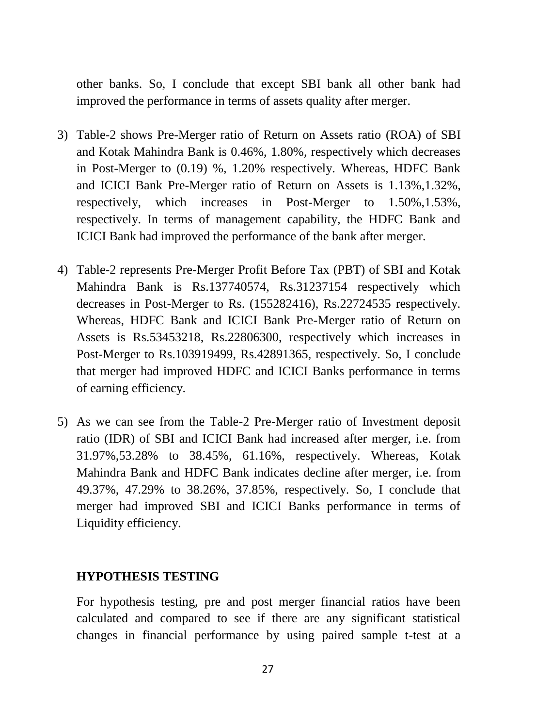other banks. So, I conclude that except SBI bank all other bank had improved the performance in terms of assets quality after merger.

3) Table-2 shows Pre-Merger ratio of Return on Assets ratio (ROA) of SBI and Kotak Mahindra Bank is 0.46%, 1.80%, respectively which decreases in Post-Merger to (0.19) %, 1.20% respectively. Whereas, HDFC Bank and ICICI Bank Pre-Merger ratio of Return on Assets is 1.13%,1.32%, respectively, which increases in Post-Merger to 1.50%,1.53%, respectively. In terms of management capability, the HDFC Bank and ICICI Bank had improved the performance of the bank after merger.

4) Table-2 represents Pre-Merger Profit Before Tax (PBT) of SBI and Kotak Mahindra Bank is Rs.137740574, Rs.31237154 respectively which decreases in Post-Merger to Rs. (155282416), Rs.22724535 respectively. Whereas, HDFC Bank and ICICI Bank Pre-Merger ratio of Return on Assets is Rs.53453218, Rs.22806300, respectively which increases in Post-Merger to Rs.103919499, Rs.42891365, respectively. So, I conclude that merger had improved HDFC and ICICI Banks performance in terms of earning efficiency.

5) As we can see from the Table-2 Pre-Merger ratio of Investment deposit ratio (IDR) of SBI and ICICI Bank had increased after merger, i.e. from 31.97%,53.28% to 38.45%, 61.16%, respectively. Whereas, Kotak Mahindra Bank and HDFC Bank indicates decline after merger, i.e. from 49.37%, 47.29% to 38.26%, 37.85%, respectively. So, I conclude that merger had improved SBI and ICICI Banks performance in terms of Liquidity efficiency.

## HYPOTHESIS TESTING

For hypothesis testing, pre and post merger financial ratios have been calculated and compared to see if there are any significant statistical changes in financial performance by using paired sample t-test at a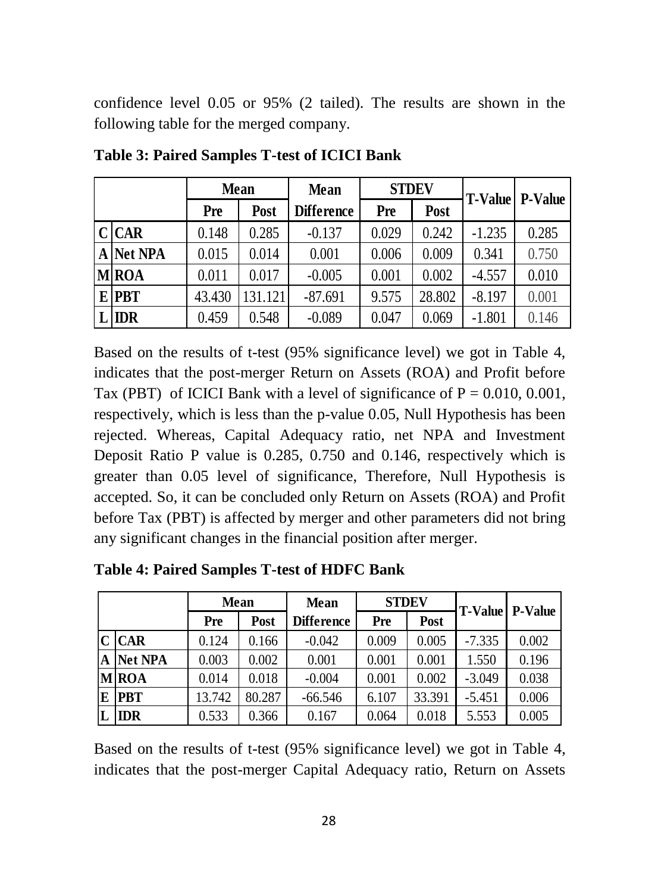confidence level 0.05 or 95% (2 tailed). The results are shown in the following table for the merged company.

**Table 3: Paired Samples T-test of ICICI Bank**

| | | Mean | | Mean | STDEV | | T-Value | P-Value |
|---|---|---|---|---|---|---|---|---|
| | | Pre | Post | Difference | Pre | Post | | |
| C | CAR | 0.148 | 0.285 | -0.137 | 0.029 | 0.242 | -1.235 | 0.285 |
| A | Net NPA | 0.015 | 0.014 | 0.001 | 0.006 | 0.009 | 0.341 | 0.750 |
| M | ROA | 0.011 | 0.017 | -0.005 | 0.001 | 0.002 | -4.557 | 0.010 |
| E | PBT | 43.430 | 131.121 | -87.691 | 9.575 | 28.802 | -8.197 | 0.001 |
| L | IDR | 0.459 | 0.548 | -0.089 | 0.047 | 0.069 | -1.801 | 0.146 |

Based on the results of t-test (95% significance level) we got in Table 4, indicates that the post-merger Return on Assets (ROA) and Profit before Tax (PBT) of ICICI Bank with a level of significance of P = 0.010, 0.001, respectively, which is less than the p-value 0.05, Null Hypothesis has been rejected. Whereas, Capital Adequacy ratio, net NPA and Investment Deposit Ratio P value is 0.285, 0.750 and 0.146, respectively which is greater than 0.05 level of significance, Therefore, Null Hypothesis is accepted. So, it can be concluded only Return on Assets (ROA) and Profit before Tax (PBT) is affected by merger and other parameters did not bring any significant changes in the financial position after merger.

**Table 4: Paired Samples T-test of HDFC Bank**

| | | Mean | | Mean | STDEV | | T-Value | P-Value |
|---|---|---|---|---|---|---|---|---|
| | | Pre | Post | Difference | Pre | Post | | |
| C | CAR | 0.124 | 0.166 | -0.042 | 0.009 | 0.005 | -7.335 | 0.002 |
| A | Net NPA | 0.003 | 0.002 | 0.001 | 0.001 | 0.001 | 1.550 | 0.196 |
| M | ROA | 0.014 | 0.018 | -0.004 | 0.001 | 0.002 | -3.049 | 0.038 |
| E | PBT | 13.742 | 80.287 | -66.546 | 6.107 | 33.391 | -5.451 | 0.006 |
| L | IDR | 0.533 | 0.366 | 0.167 | 0.064 | 0.018 | 5.553 | 0.005 |

Based on the results of t-test (95% significance level) we got in Table 4, indicates that the post-merger Capital Adequacy ratio, Return on Assets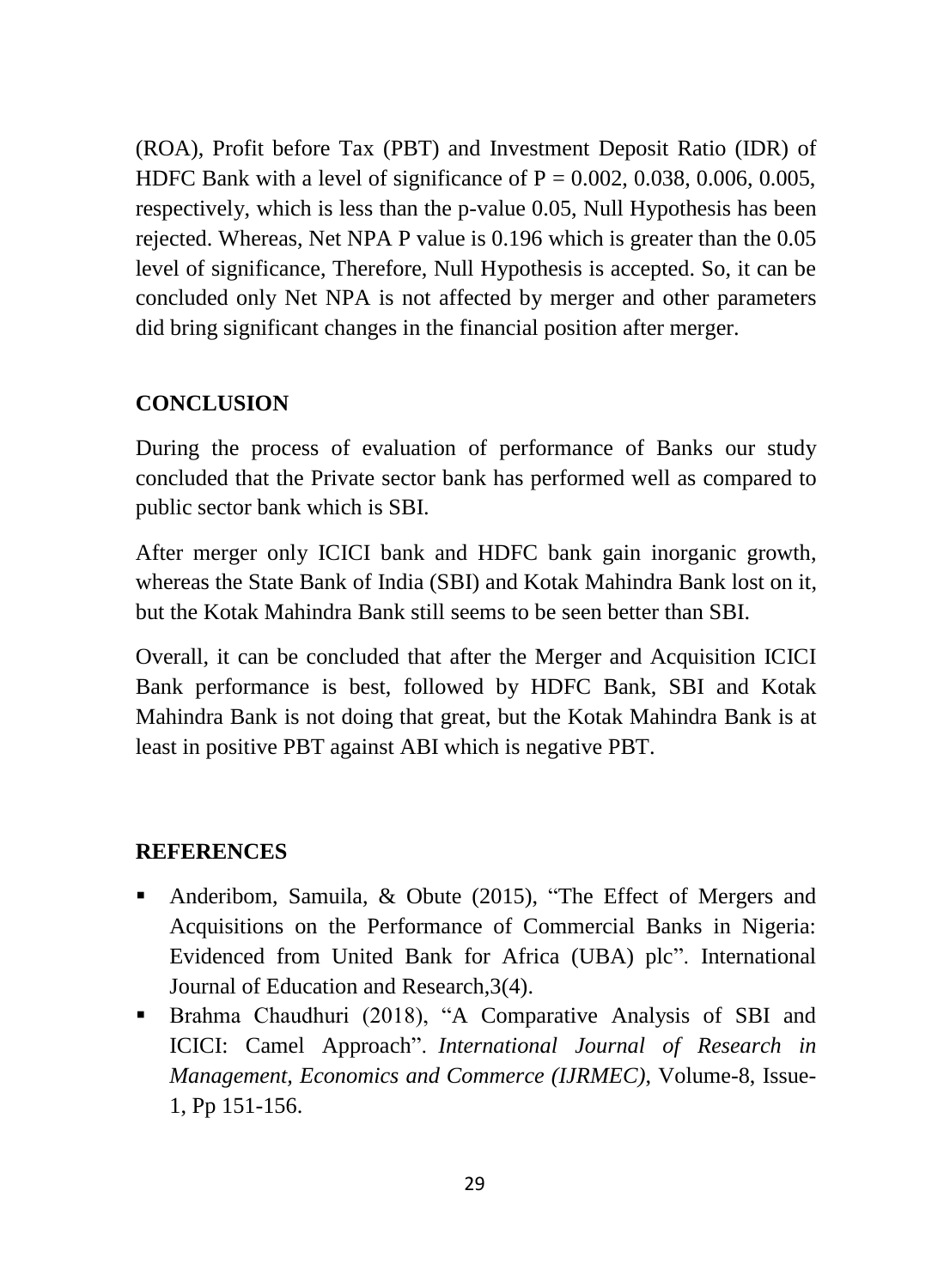(ROA), Profit before Tax (PBT) and Investment Deposit Ratio (IDR) of HDFC Bank with a level of significance of $P = 0.002, 0.038, 0.006, 0.005$, respectively, which is less than the p-value 0.05, Null Hypothesis has been rejected. Whereas, Net NPA P value is 0.196 which is greater than the 0.05 level of significance, Therefore, Null Hypothesis is accepted. So, it can be concluded only Net NPA is not affected by merger and other parameters did bring significant changes in the financial position after merger.

## CONCLUSION

During the process of evaluation of performance of Banks our study concluded that the Private sector bank has performed well as compared to public sector bank which is SBI.

After merger only ICICI bank and HDFC bank gain inorganic growth, whereas the State Bank of India (SBI) and Kotak Mahindra Bank lost on it, but the Kotak Mahindra Bank still seems to be seen better than SBI.

Overall, it can be concluded that after the Merger and Acquisition ICICI Bank performance is best, followed by HDFC Bank, SBI and Kotak Mahindra Bank is not doing that great, but the Kotak Mahindra Bank is at least in positive PBT against ABI which is negative PBT.

## REFERENCES

- Anderibom, Samuila, & Obute (2015), "The Effect of Mergers and Acquisitions on the Performance of Commercial Banks in Nigeria: Evidenced from United Bank for Africa (UBA) plc". International Journal of Education and Research,3(4).
- Brahma Chaudhuri (2018), "A Comparative Analysis of SBI and ICICI: Camel Approach". *International Journal of Research in Management, Economics and Commerce (IJRMEC)*, Volume-8, Issue-1, Pp 151-156.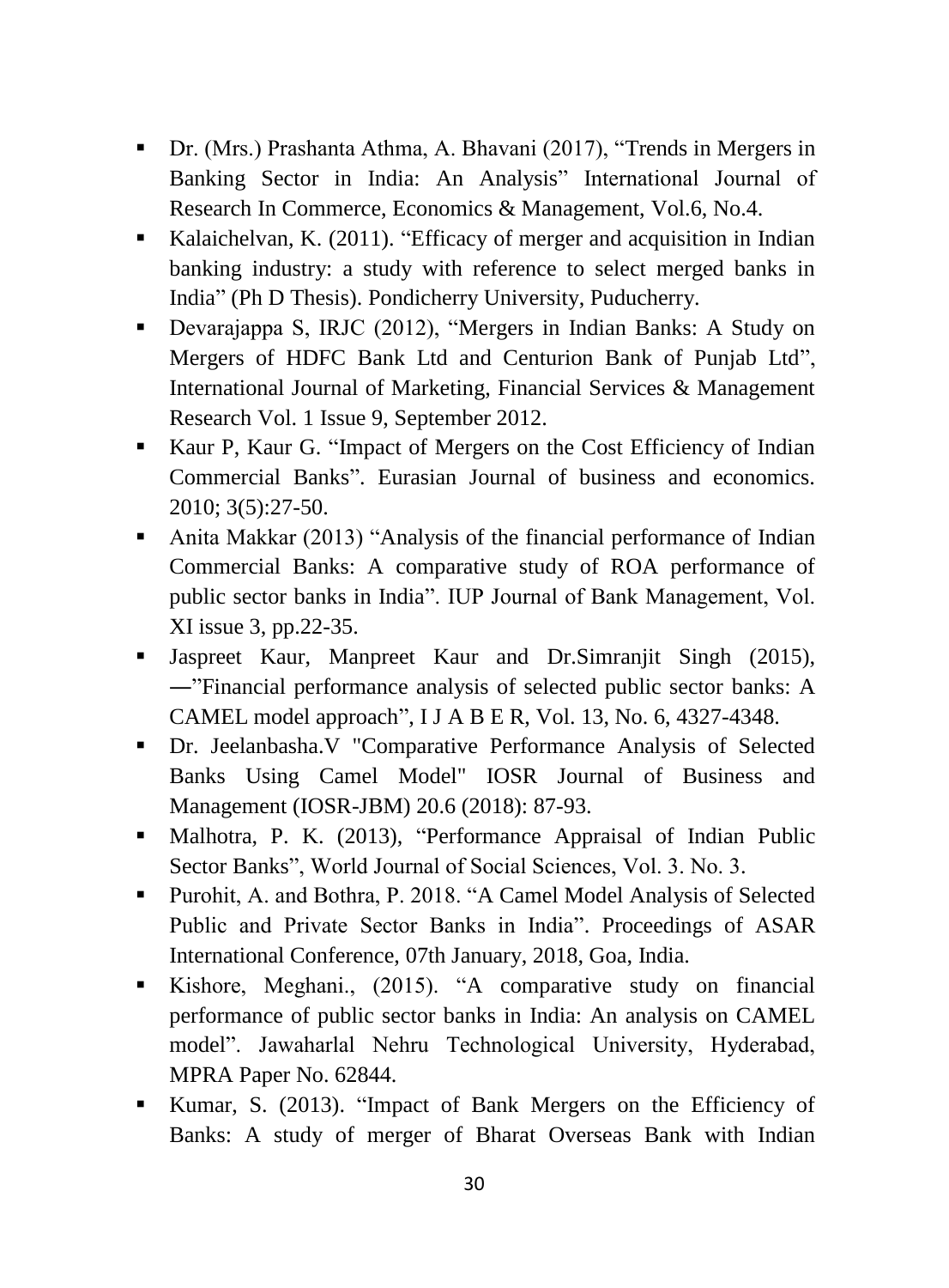- Dr. (Mrs.) Prashanta Athma, A. Bhavani (2017), "Trends in Mergers in Banking Sector in India: An Analysis" International Journal of Research In Commerce, Economics & Management, Vol.6, No.4.
- Kalaichelvan, K. (2011). "Efficacy of merger and acquisition in Indian banking industry: a study with reference to select merged banks in India" (Ph D Thesis). Pondicherry University, Puducherry.
- Devarajappa S, IRJC (2012), "Mergers in Indian Banks: A Study on Mergers of HDFC Bank Ltd and Centurion Bank of Punjab Ltd", International Journal of Marketing, Financial Services & Management Research Vol. 1 Issue 9, September 2012.
- Kaur P, Kaur G. "Impact of Mergers on the Cost Efficiency of Indian Commercial Banks". Eurasian Journal of business and economics. 2010; 3(5):27-50.
- Anita Makkar (2013) "Analysis of the financial performance of Indian Commercial Banks: A comparative study of ROA performance of public sector banks in India". IUP Journal of Bank Management, Vol. XI issue 3, pp.22-35.
- Jaspreet Kaur, Manpreet Kaur and Dr.Simranjit Singh (2015), ―"Financial performance analysis of selected public sector banks: A CAMEL model approach", I J A B E R, Vol. 13, No. 6, 4327-4348.
- Dr. Jeelanbasha.V "Comparative Performance Analysis of Selected Banks Using Camel Model" IOSR Journal of Business and Management (IOSR-JBM) 20.6 (2018): 87-93.
- Malhotra, P. K. (2013), "Performance Appraisal of Indian Public Sector Banks", World Journal of Social Sciences, Vol. 3. No. 3.
- Purohit, A. and Bothra, P. 2018. "A Camel Model Analysis of Selected Public and Private Sector Banks in India". Proceedings of ASAR International Conference, 07th January, 2018, Goa, India.
- Kishore, Meghani., (2015). "A comparative study on financial performance of public sector banks in India: An analysis on CAMEL model". Jawaharlal Nehru Technological University, Hyderabad, MPRA Paper No. 62844.
- Kumar, S. (2013). "Impact of Bank Mergers on the Efficiency of Banks: A study of merger of Bharat Overseas Bank with Indian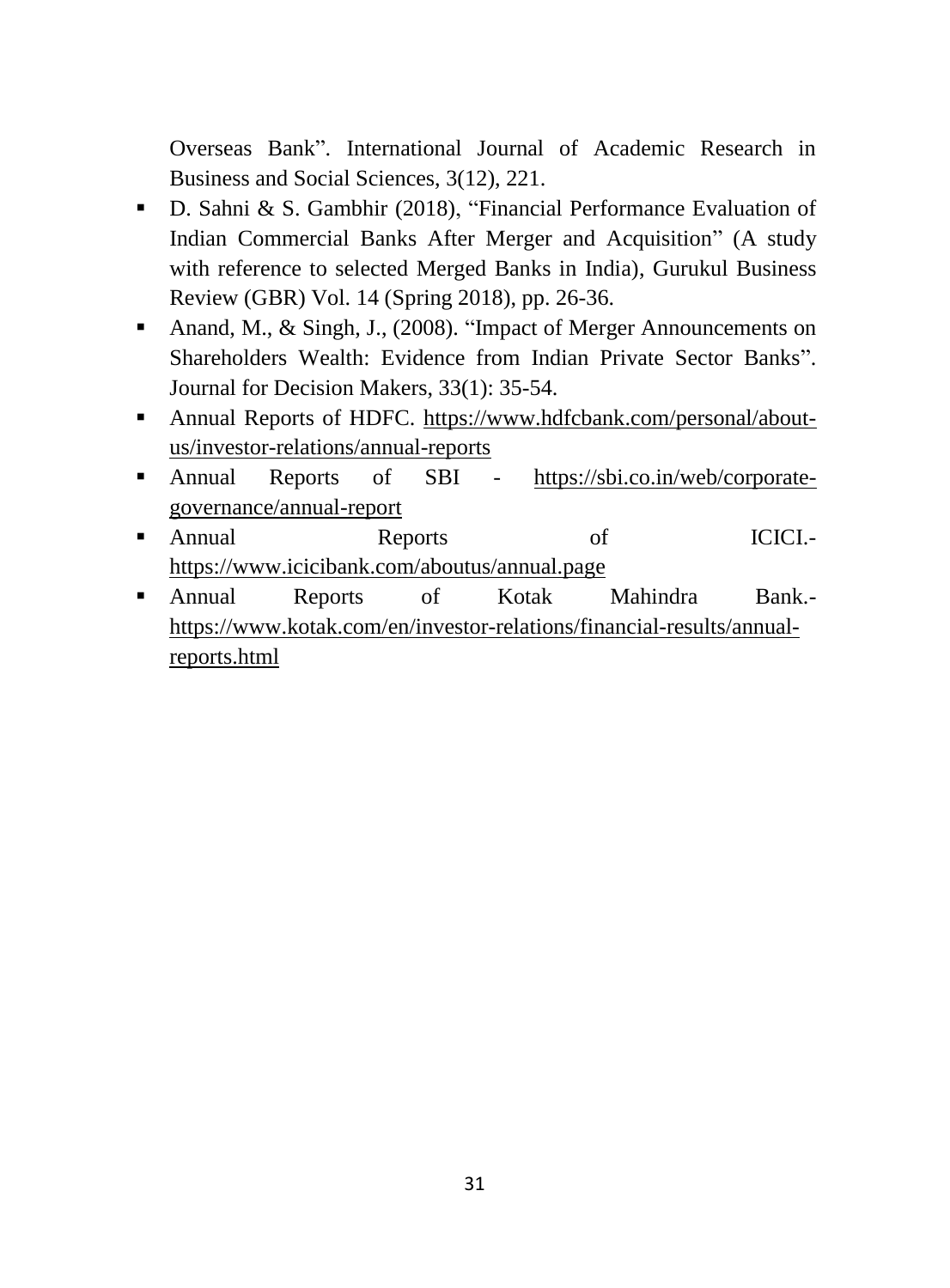Overseas Bank". International Journal of Academic Research in Business and Social Sciences, 3(12), 221.

- D. Sahni & S. Gambhir (2018), "Financial Performance Evaluation of Indian Commercial Banks After Merger and Acquisition" (A study with reference to selected Merged Banks in India), Gurukul Business Review (GBR) Vol. 14 (Spring 2018), pp. 26-36.
- Anand, M., & Singh, J., (2008). "Impact of Merger Announcements on Shareholders Wealth: Evidence from Indian Private Sector Banks". Journal for Decision Makers, 33(1): 35-54.
- Annual Reports of HDFC. https://www.hdfcbank.com/personal/about-us/investor-relations/annual-reports
- Annual Reports of SBI - https://sbi.co.in/web/corporate-governance/annual-report
- Annual Reports of ICICI.- https://www.icicibank.com/aboutus/annual.page
- Annual Reports of Kotak Mahindra Bank.- https://www.kotak.com/en/investor-relations/financial-results/annual-reports.html